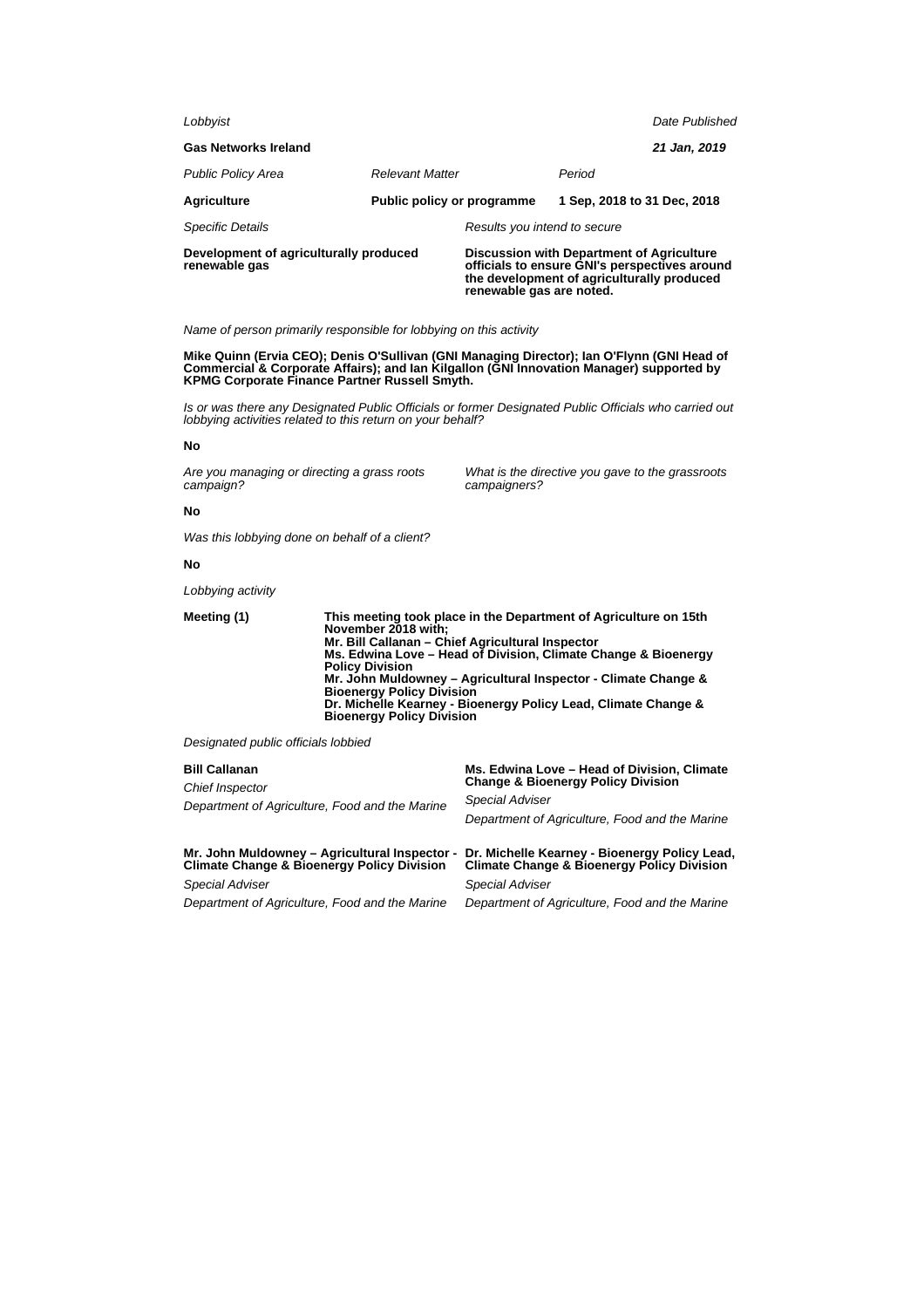*Lobbyist*

**Gas Networks Ireland**

*Date Published*

***21 Jan, 2019***

| *Public Policy Area* | *Relevant Matter* | *Period* |
|---|---|---|
| **Agriculture** | **Public policy or programme** | **1 Sep, 2018 to 31 Dec, 2018** |

| *Specific Details* | *Results you intend to secure* |
|---|---|
| **Development of agriculturally produced renewable gas** | **Discussion with Department of Agriculture officials to ensure GNI's perspectives around the development of agriculturally produced renewable gas are noted.** |

*Name of person primarily responsible for lobbying on this activity*

**Mike Quinn (Ervia CEO); Denis O'Sullivan (GNI Managing Director); Ian O'Flynn (GNI Head of Commercial & Corporate Affairs); and Ian Kilgallon (GNI Innovation Manager) supported by KPMG Corporate Finance Partner Russell Smyth.**

*Is or was there any Designated Public Officials or former Designated Public Officials who carried out lobbying activities related to this return on your behalf?*

**No**

*Are you managing or directing a grass roots campaign?*

**No**

*What is the directive you gave to the grassroots campaigners?*

*Was this lobbying done on behalf of a client?*

**No**

*Lobbying activity*

**Meeting (1)**

**This meeting took place in the Department of Agriculture on 15th November 2018 with;**
**Mr. Bill Callanan – Chief Agricultural Inspector**
**Ms. Edwina Love – Head of Division, Climate Change & Bioenergy Policy Division**
**Mr. John Muldowney – Agricultural Inspector - Climate Change & Bioenergy Policy Division**
**Dr. Michelle Kearney - Bioenergy Policy Lead, Climate Change & Bioenergy Policy Division**

*Designated public officials lobbied*

**Bill Callanan**
*Chief Inspector*
*Department of Agriculture, Food and the Marine*

**Ms. Edwina Love – Head of Division, Climate Change & Bioenergy Policy Division**
*Special Adviser*
*Department of Agriculture, Food and the Marine*

**Mr. John Muldowney – Agricultural Inspector - Climate Change & Bioenergy Policy Division**
*Special Adviser*
*Department of Agriculture, Food and the Marine*

**Dr. Michelle Kearney - Bioenergy Policy Lead, Climate Change & Bioenergy Policy Division**
*Special Adviser*
*Department of Agriculture, Food and the Marine*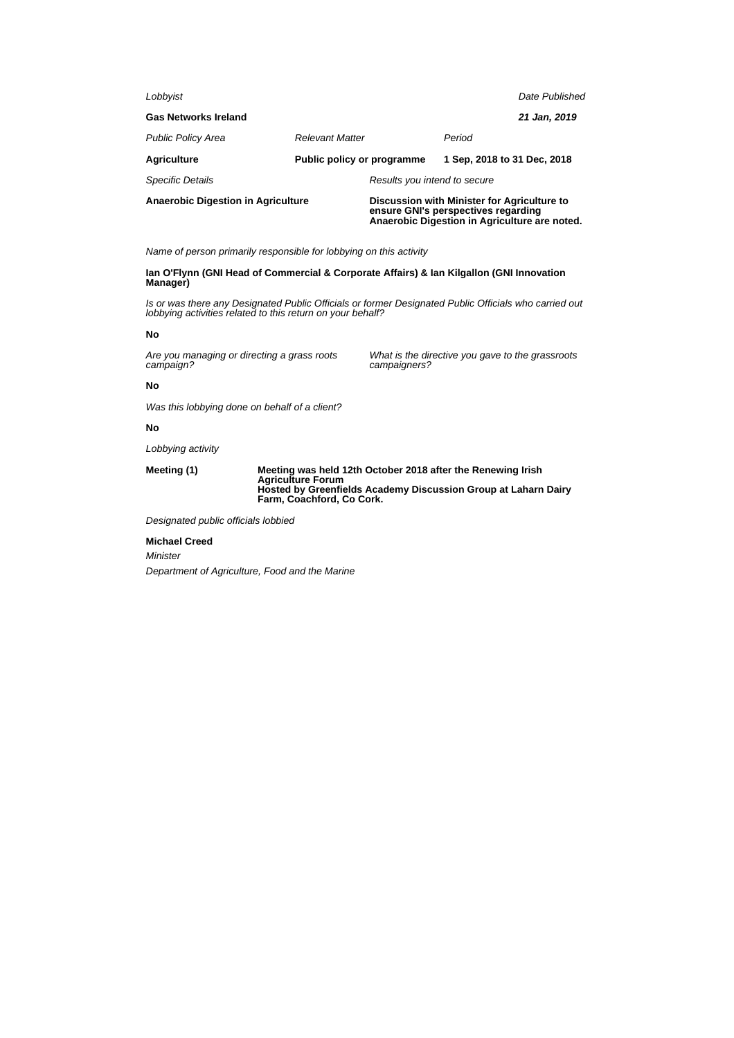*Lobbyist*

**Gas Networks Ireland**

*Date Published*

***21 Jan, 2019***

| *Public Policy Area* | *Relevant Matter* | *Period* |
|---|---|---|
| **Agriculture** | **Public policy or programme** | **1 Sep, 2018 to 31 Dec, 2018** |

| *Specific Details* | *Results you intend to secure* |
|---|---|
| **Anaerobic Digestion in Agriculture** | **Discussion with Minister for Agriculture to ensure GNI's perspectives regarding Anaerobic Digestion in Agriculture are noted.** |

*Name of person primarily responsible for lobbying on this activity*

**Ian O'Flynn (GNI Head of Commercial & Corporate Affairs) & Ian Kilgallon (GNI Innovation Manager)**

*Is or was there any Designated Public Officials or former Designated Public Officials who carried out lobbying activities related to this return on your behalf?*

**No**

*Are you managing or directing a grass roots campaign?*

**No**

*What is the directive you gave to the grassroots campaigners?*

*Was this lobbying done on behalf of a client?*

**No**

*Lobbying activity*

**Meeting (1)**

**Meeting was held 12th October 2018 after the Renewing Irish Agriculture Forum**
**Hosted by Greenfields Academy Discussion Group at Laharn Dairy Farm, Coachford, Co Cork.**

*Designated public officials lobbied*

**Michael Creed**

*Minister*

*Department of Agriculture, Food and the Marine*